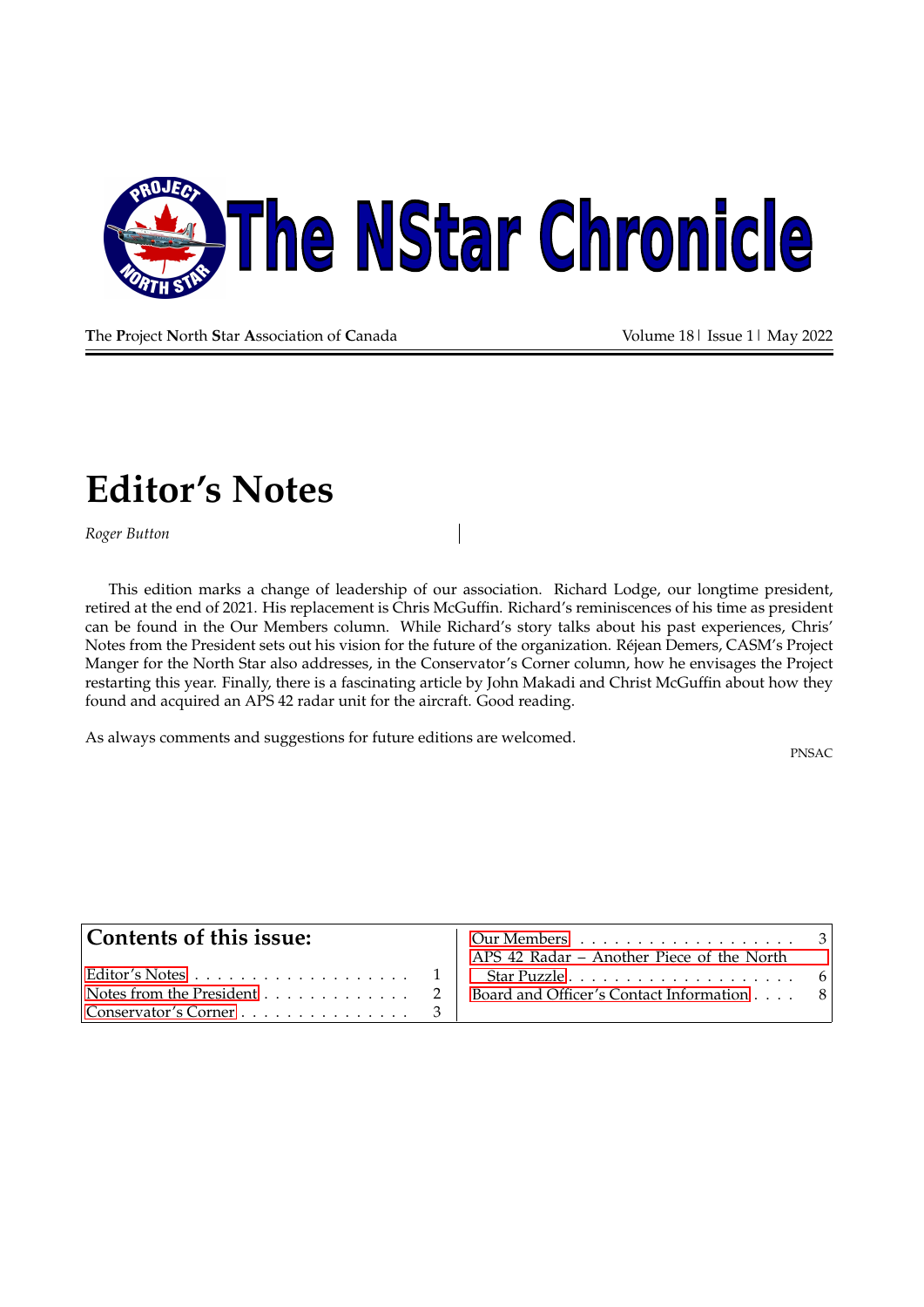# The NStar Chronicle

**T**he **P**roject **N**orth **S**tar **A**ssociation of **C**anada

Volume 18 | Issue 1 | May 2022

# Editor's Notes

*Roger Button*

This edition marks a change of leadership of our association. Richard Lodge, our longtime president, retired at the end of 2021. His replacement is Chris McGuffin. Richard's reminiscences of his time as president can be found in the Our Members column. While Richard's story talks about his past experiences, Chris' Notes from the President sets out his vision for the future of the organization. Réjean Demers, CASM's Project Manger for the North Star also addresses, in the Conservator's Corner column, how he envisages the Project restarting this year. Finally, there is a fascinating article by John Makadi and Christ McGuffin about how they found and acquired an APS 42 radar unit for the aircraft. Good reading.

As always comments and suggestions for future editions are welcomed.

PNSAC

## Contents of this issue:

| | |
|---|---|
| Editor's Notes | 1 |
| Notes from the President | 2 |
| Conservator's Corner | 3 |
| Our Members | 3 |
| APS 42 Radar – Another Piece of the North Star Puzzle | 6 |
| Board and Officer's Contact Information | 8 |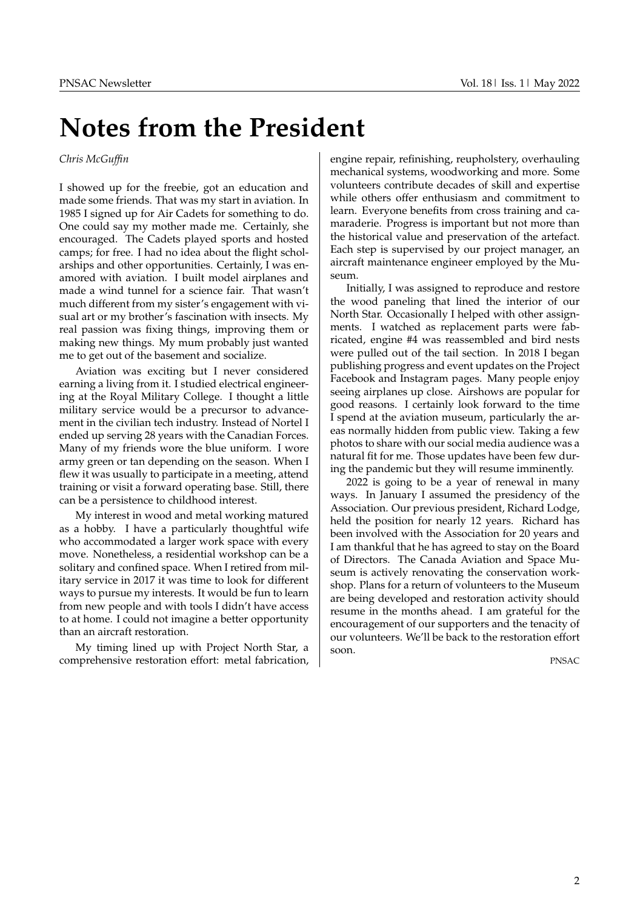# Notes from the President

*Chris McGuffin*

I showed up for the freebie, got an education and made some friends. That was my start in aviation. In 1985 I signed up for Air Cadets for something to do. One could say my mother made me. Certainly, she encouraged. The Cadets played sports and hosted camps; for free. I had no idea about the flight scholarships and other opportunities. Certainly, I was enamored with aviation. I built model airplanes and made a wind tunnel for a science fair. That wasn't much different from my sister's engagement with visual art or my brother's fascination with insects. My real passion was fixing things, improving them or making new things. My mum probably just wanted me to get out of the basement and socialize.

Aviation was exciting but I never considered earning a living from it. I studied electrical engineering at the Royal Military College. I thought a little military service would be a precursor to advancement in the civilian tech industry. Instead of Nortel I ended up serving 28 years with the Canadian Forces. Many of my friends wore the blue uniform. I wore army green or tan depending on the season. When I flew it was usually to participate in a meeting, attend training or visit a forward operating base. Still, there can be a persistence to childhood interest.

My interest in wood and metal working matured as a hobby. I have a particularly thoughtful wife who accommodated a larger work space with every move. Nonetheless, a residential workshop can be a solitary and confined space. When I retired from military service in 2017 it was time to look for different ways to pursue my interests. It would be fun to learn from new people and with tools I didn't have access to at home. I could not imagine a better opportunity than an aircraft restoration.

My timing lined up with Project North Star, a comprehensive restoration effort: metal fabrication, engine repair, refinishing, reupholstery, overhauling mechanical systems, woodworking and more. Some volunteers contribute decades of skill and expertise while others offer enthusiasm and commitment to learn. Everyone benefits from cross training and camaraderie. Progress is important but not more than the historical value and preservation of the artefact. Each step is supervised by our project manager, an aircraft maintenance engineer employed by the Museum.

Initially, I was assigned to reproduce and restore the wood paneling that lined the interior of our North Star. Occasionally I helped with other assignments. I watched as replacement parts were fabricated, engine #4 was reassembled and bird nests were pulled out of the tail section. In 2018 I began publishing progress and event updates on the Project Facebook and Instagram pages. Many people enjoy seeing airplanes up close. Airshows are popular for good reasons. I certainly look forward to the time I spend at the aviation museum, particularly the areas normally hidden from public view. Taking a few photos to share with our social media audience was a natural fit for me. Those updates have been few during the pandemic but they will resume imminently.

2022 is going to be a year of renewal in many ways. In January I assumed the presidency of the Association. Our previous president, Richard Lodge, held the position for nearly 12 years. Richard has been involved with the Association for 20 years and I am thankful that he has agreed to stay on the Board of Directors. The Canada Aviation and Space Museum is actively renovating the conservation workshop. Plans for a return of volunteers to the Museum are being developed and restoration activity should resume in the months ahead. I am grateful for the encouragement of our supporters and the tenacity of our volunteers. We'll be back to the restoration effort soon.

PNSAC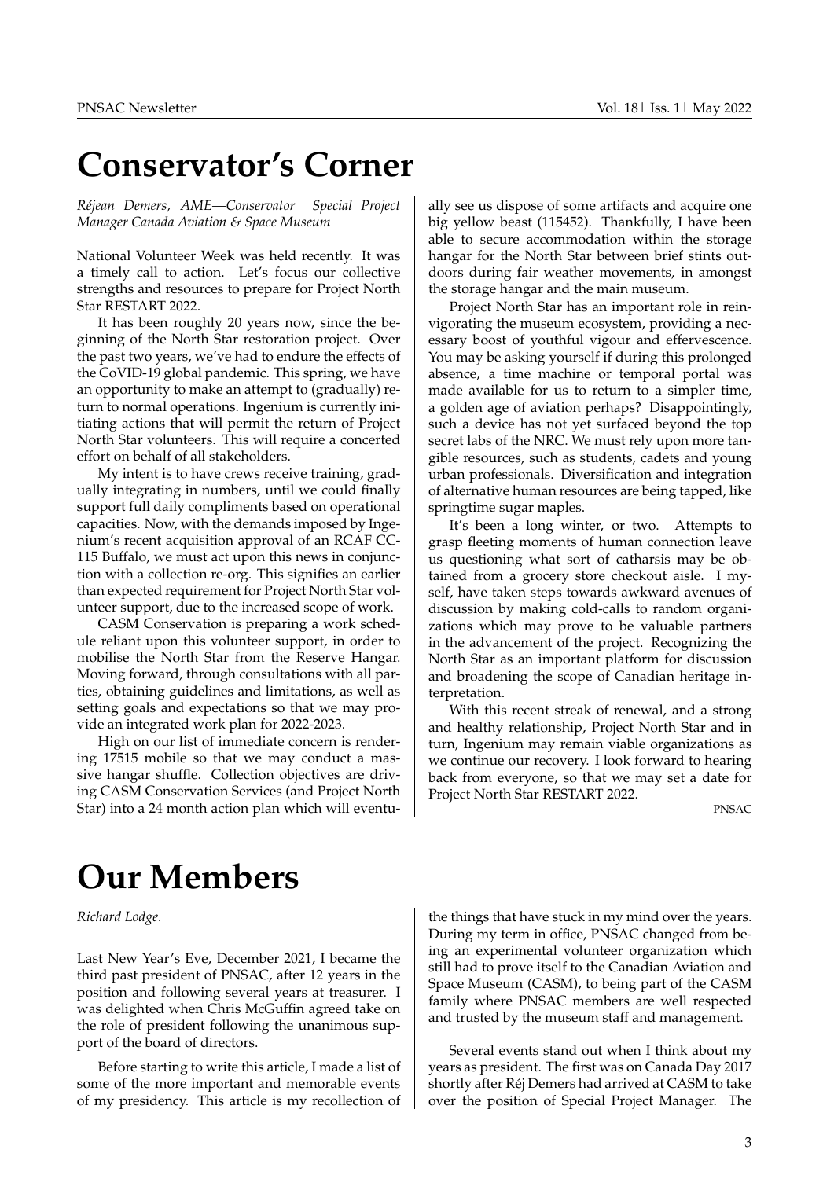# Conservator's Corner

*Réjean Demers, AME—Conservator Special Project Manager Canada Aviation & Space Museum*

National Volunteer Week was held recently. It was a timely call to action. Let's focus our collective strengths and resources to prepare for Project North Star RESTART 2022.

It has been roughly 20 years now, since the beginning of the North Star restoration project. Over the past two years, we've had to endure the effects of the CoVID-19 global pandemic. This spring, we have an opportunity to make an attempt to (gradually) return to normal operations. Ingenium is currently initiating actions that will permit the return of Project North Star volunteers. This will require a concerted effort on behalf of all stakeholders.

My intent is to have crews receive training, gradually integrating in numbers, until we could finally support full daily compliments based on operational capacities. Now, with the demands imposed by Ingenium's recent acquisition approval of an RCAF CC-115 Buffalo, we must act upon this news in conjunction with a collection re-org. This signifies an earlier than expected requirement for Project North Star volunteer support, due to the increased scope of work.

CASM Conservation is preparing a work schedule reliant upon this volunteer support, in order to mobilise the North Star from the Reserve Hangar. Moving forward, through consultations with all parties, obtaining guidelines and limitations, as well as setting goals and expectations so that we may provide an integrated work plan for 2022-2023.

High on our list of immediate concern is rendering 17515 mobile so that we may conduct a massive hangar shuffle. Collection objectives are driving CASM Conservation Services (and Project North Star) into a 24 month action plan which will eventually see us dispose of some artifacts and acquire one big yellow beast (115452). Thankfully, I have been able to secure accommodation within the storage hangar for the North Star between brief stints outdoors during fair weather movements, in amongst the storage hangar and the main museum.

Project North Star has an important role in reinvigorating the museum ecosystem, providing a necessary boost of youthful vigour and effervescence. You may be asking yourself if during this prolonged absence, a time machine or temporal portal was made available for us to return to a simpler time, a golden age of aviation perhaps? Disappointingly, such a device has not yet surfaced beyond the top secret labs of the NRC. We must rely upon more tangible resources, such as students, cadets and young urban professionals. Diversification and integration of alternative human resources are being tapped, like springtime sugar maples.

It's been a long winter, or two. Attempts to grasp fleeting moments of human connection leave us questioning what sort of catharsis may be obtained from a grocery store checkout aisle. I myself, have taken steps towards awkward avenues of discussion by making cold-calls to random organizations which may prove to be valuable partners in the advancement of the project. Recognizing the North Star as an important platform for discussion and broadening the scope of Canadian heritage interpretation.

With this recent streak of renewal, and a strong and healthy relationship, Project North Star and in turn, Ingenium may remain viable organizations as we continue our recovery. I look forward to hearing back from everyone, so that we may set a date for Project North Star RESTART 2022.

PNSAC

# Our Members

*Richard Lodge.*

Last New Year's Eve, December 2021, I became the third past president of PNSAC, after 12 years in the position and following several years at treasurer. I was delighted when Chris McGuffin agreed take on the role of president following the unanimous support of the board of directors.

Before starting to write this article, I made a list of some of the more important and memorable events of my presidency. This article is my recollection of the things that have stuck in my mind over the years. During my term in office, PNSAC changed from being an experimental volunteer organization which still had to prove itself to the Canadian Aviation and Space Museum (CASM), to being part of the CASM family where PNSAC members are well respected and trusted by the museum staff and management.

Several events stand out when I think about my years as president. The first was on Canada Day 2017 shortly after Réj Demers had arrived at CASM to take over the position of Special Project Manager. The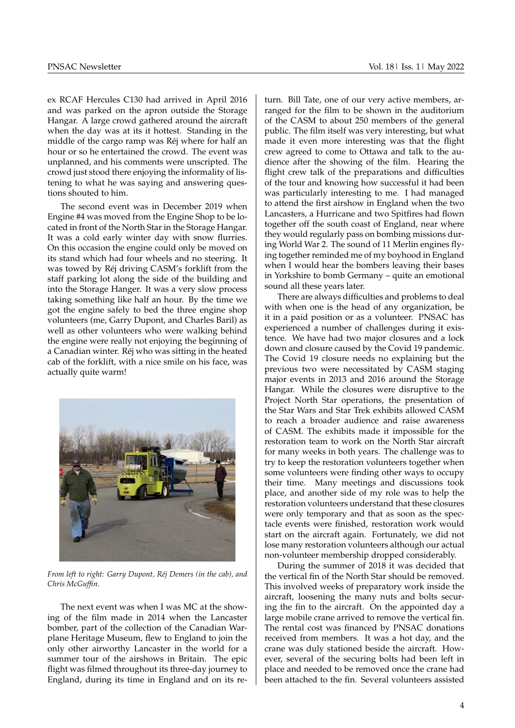ex RCAF Hercules C130 had arrived in April 2016 and was parked on the apron outside the Storage Hangar. A large crowd gathered around the aircraft when the day was at its its hottest. Standing in the middle of the cargo ramp was Réj where for half an hour or so he entertained the crowd. The event was unplanned, and his comments were unscripted. The crowd just stood there enjoying the informality of listening to what he was saying and answering questions shouted to him.

The second event was in December 2019 when Engine #4 was moved from the Engine Shop to be located in front of the North Star in the Storage Hangar. It was a cold early winter day with snow flurries. On this occasion the engine could only be moved on its stand which had four wheels and no steering. It was towed by Réj driving CASM's forklift from the staff parking lot along the side of the building and into the Storage Hanger. It was a very slow process taking something like half an hour. By the time we got the engine safely to bed the three engine shop volunteers (me, Garry Dupont, and Charles Baril) as well as other volunteers who were walking behind the engine were really not enjoying the beginning of a Canadian winter. Réj who was sitting in the heated cab of the forklift, with a nice smile on his face, was actually quite warm!

*From left to right: Garry Dupont, Réj Demers (in the cab), and Chris McGuffin.*

The next event was when I was MC at the showing of the film made in 2014 when the Lancaster bomber, part of the collection of the Canadian Warplane Heritage Museum, flew to England to join the only other airworthy Lancaster in the world for a summer tour of the airshows in Britain. The epic flight was filmed throughout its three-day journey to England, during its time in England and on its return. Bill Tate, one of our very active members, arranged for the film to be shown in the auditorium of the CASM to about 250 members of the general public. The film itself was very interesting, but what made it even more interesting was that the flight crew agreed to come to Ottawa and talk to the audience after the showing of the film. Hearing the flight crew talk of the preparations and difficulties of the tour and knowing how successful it had been was particularly interesting to me. I had managed to attend the first airshow in England when the two Lancasters, a Hurricane and two Spitfires had flown together off the south coast of England, near where they would regularly pass on bombing missions during World War 2. The sound of 11 Merlin engines flying together reminded me of my boyhood in England when I would hear the bombers leaving their bases in Yorkshire to bomb Germany – quite an emotional sound all these years later.

There are always difficulties and problems to deal with when one is the head of any organization, be it in a paid position or as a volunteer. PNSAC has experienced a number of challenges during it existence. We have had two major closures and a lock down and closure caused by the Covid 19 pandemic. The Covid 19 closure needs no explaining but the previous two were necessitated by CASM staging major events in 2013 and 2016 around the Storage Hangar. While the closures were disruptive to the Project North Star operations, the presentation of the Star Wars and Star Trek exhibits allowed CASM to reach a broader audience and raise awareness of CASM. The exhibits made it impossible for the restoration team to work on the North Star aircraft for many weeks in both years. The challenge was to try to keep the restoration volunteers together when some volunteers were finding other ways to occupy their time. Many meetings and discussions took place, and another side of my role was to help the restoration volunteers understand that these closures were only temporary and that as soon as the spectacle events were finished, restoration work would start on the aircraft again. Fortunately, we did not lose many restoration volunteers although our actual non-volunteer membership dropped considerably.

During the summer of 2018 it was decided that the vertical fin of the North Star should be removed. This involved weeks of preparatory work inside the aircraft, loosening the many nuts and bolts securing the fin to the aircraft. On the appointed day a large mobile crane arrived to remove the vertical fin. The rental cost was financed by PNSAC donations received from members. It was a hot day, and the crane was duly stationed beside the aircraft. However, several of the securing bolts had been left in place and needed to be removed once the crane had been attached to the fin. Several volunteers assisted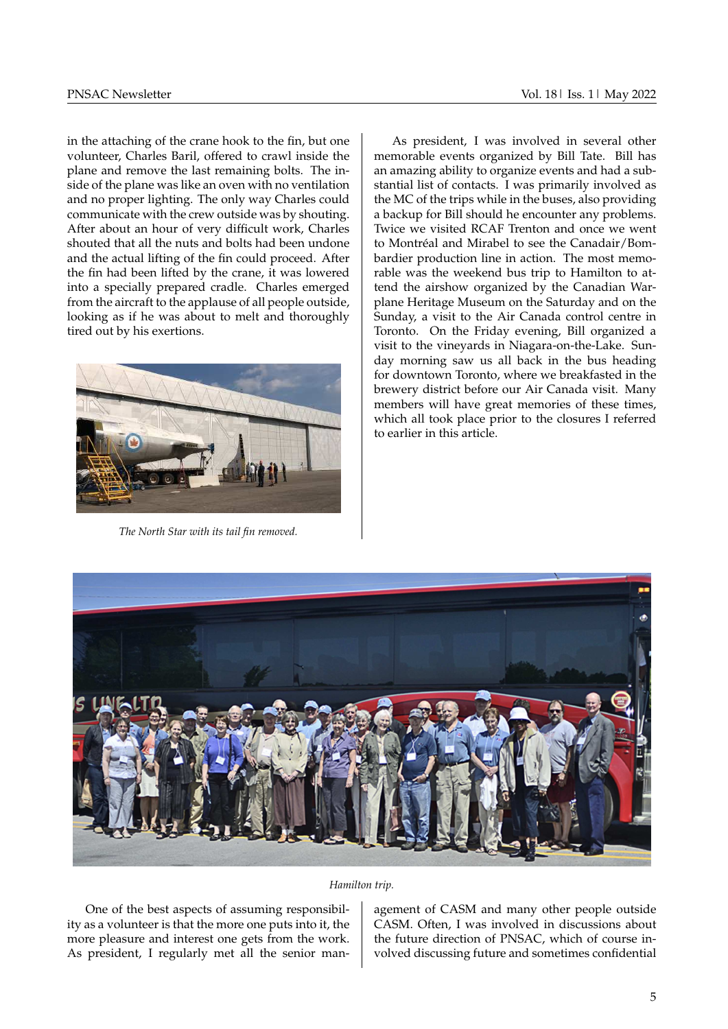in the attaching of the crane hook to the fin, but one volunteer, Charles Baril, offered to crawl inside the plane and remove the last remaining bolts. The inside of the plane was like an oven with no ventilation and no proper lighting. The only way Charles could communicate with the crew outside was by shouting. After about an hour of very difficult work, Charles shouted that all the nuts and bolts had been undone and the actual lifting of the fin could proceed. After the fin had been lifted by the crane, it was lowered into a specially prepared cradle. Charles emerged from the aircraft to the applause of all people outside, looking as if he was about to melt and thoroughly tired out by his exertions.

*The North Star with its tail fin removed.*

As president, I was involved in several other memorable events organized by Bill Tate. Bill has an amazing ability to organize events and had a substantial list of contacts. I was primarily involved as the MC of the trips while in the buses, also providing a backup for Bill should he encounter any problems. Twice we visited RCAF Trenton and once we went to Montréal and Mirabel to see the Canadair/Bombardier production line in action. The most memorable was the weekend bus trip to Hamilton to attend the airshow organized by the Canadian Warplane Heritage Museum on the Saturday and on the Sunday, a visit to the Air Canada control centre in Toronto. On the Friday evening, Bill organized a visit to the vineyards in Niagara-on-the-Lake. Sunday morning saw us all back in the bus heading for downtown Toronto, where we breakfasted in the brewery district before our Air Canada visit. Many members will have great memories of these times, which all took place prior to the closures I referred to earlier in this article.

*Hamilton trip.*

One of the best aspects of assuming responsibility as a volunteer is that the more one puts into it, the more pleasure and interest one gets from the work. As president, I regularly met all the senior management of CASM and many other people outside CASM. Often, I was involved in discussions about the future direction of PNSAC, which of course involved discussing future and sometimes confidential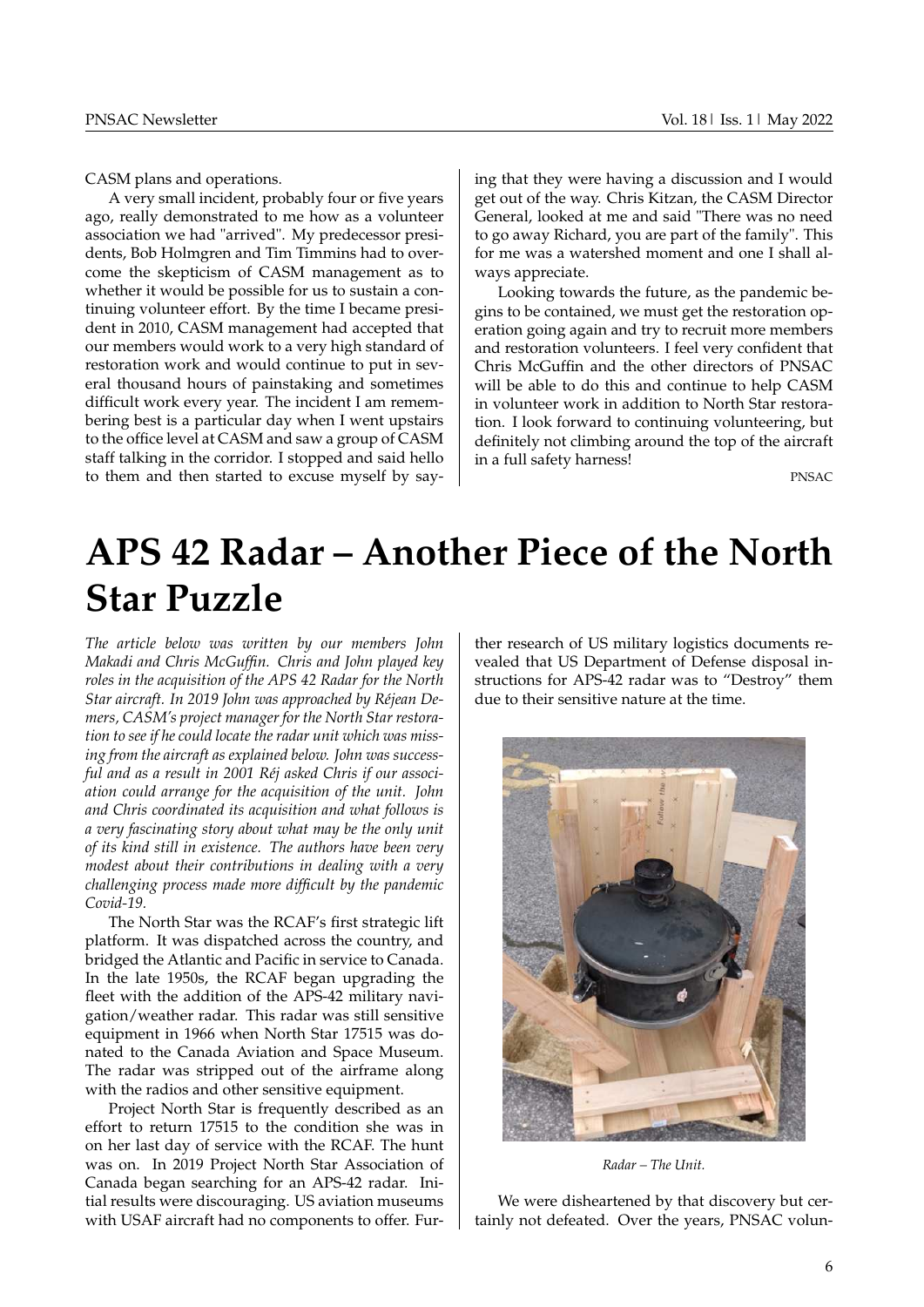CASM plans and operations.

A very small incident, probably four or five years ago, really demonstrated to me how as a volunteer association we had "arrived". My predecessor presidents, Bob Holmgren and Tim Timmins had to overcome the skepticism of CASM management as to whether it would be possible for us to sustain a continuing volunteer effort. By the time I became president in 2010, CASM management had accepted that our members would work to a very high standard of restoration work and would continue to put in several thousand hours of painstaking and sometimes difficult work every year. The incident I am remembering best is a particular day when I went upstairs to the office level at CASM and saw a group of CASM staff talking in the corridor. I stopped and said hello to them and then started to excuse myself by saying that they were having a discussion and I would get out of the way. Chris Kitzan, the CASM Director General, looked at me and said "There was no need to go away Richard, you are part of the family". This for me was a watershed moment and one I shall always appreciate.

Looking towards the future, as the pandemic begins to be contained, we must get the restoration operation going again and try to recruit more members and restoration volunteers. I feel very confident that Chris McGuffin and the other directors of PNSAC will be able to do this and continue to help CASM in volunteer work in addition to North Star restoration. I look forward to continuing volunteering, but definitely not climbing around the top of the aircraft in a full safety harness!

PNSAC

# APS 42 Radar – Another Piece of the North Star Puzzle

*The article below was written by our members John Makadi and Chris McGuffin. Chris and John played key roles in the acquisition of the APS 42 Radar for the North Star aircraft. In 2019 John was approached by Réjean Demers, CASM's project manager for the North Star restoration to see if he could locate the radar unit which was missing from the aircraft as explained below. John was successful and as a result in 2001 Réj asked Chris if our association could arrange for the acquisition of the unit. John and Chris coordinated its acquisition and what follows is a very fascinating story about what may be the only unit of its kind still in existence. The authors have been very modest about their contributions in dealing with a very challenging process made more difficult by the pandemic Covid-19.*

The North Star was the RCAF's first strategic lift platform. It was dispatched across the country, and bridged the Atlantic and Pacific in service to Canada. In the late 1950s, the RCAF began upgrading the fleet with the addition of the APS-42 military navigation/weather radar. This radar was still sensitive equipment in 1966 when North Star 17515 was donated to the Canada Aviation and Space Museum. The radar was stripped out of the airframe along with the radios and other sensitive equipment.

Project North Star is frequently described as an effort to return 17515 to the condition she was in on her last day of service with the RCAF. The hunt was on. In 2019 Project North Star Association of Canada began searching for an APS-42 radar. Initial results were discouraging. US aviation museums with USAF aircraft had no components to offer. Further research of US military logistics documents revealed that US Department of Defense disposal instructions for APS-42 radar was to "Destroy" them due to their sensitive nature at the time.

*Radar – The Unit.*

We were disheartened by that discovery but certainly not defeated. Over the years, PNSAC volun-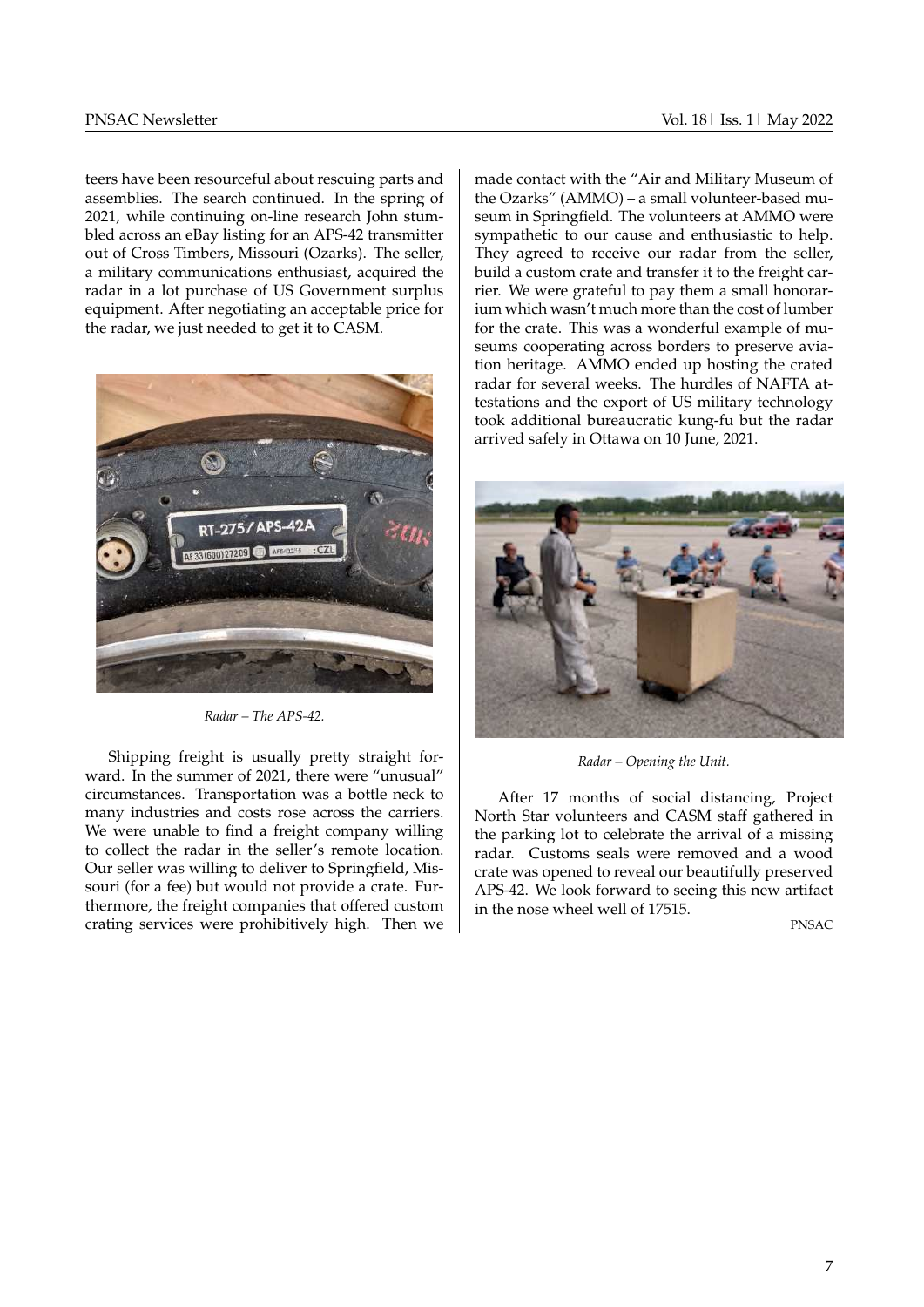teers have been resourceful about rescuing parts and assemblies. The search continued. In the spring of 2021, while continuing on-line research John stumbled across an eBay listing for an APS-42 transmitter out of Cross Timbers, Missouri (Ozarks). The seller, a military communications enthusiast, acquired the radar in a lot purchase of US Government surplus equipment. After negotiating an acceptable price for the radar, we just needed to get it to CASM.

*Radar – The APS-42.*

Shipping freight is usually pretty straight forward. In the summer of 2021, there were "unusual" circumstances. Transportation was a bottle neck to many industries and costs rose across the carriers. We were unable to find a freight company willing to collect the radar in the seller's remote location. Our seller was willing to deliver to Springfield, Missouri (for a fee) but would not provide a crate. Furthermore, the freight companies that offered custom crating services were prohibitively high. Then we made contact with the "Air and Military Museum of the Ozarks" (AMMO) – a small volunteer-based museum in Springfield. The volunteers at AMMO were sympathetic to our cause and enthusiastic to help. They agreed to receive our radar from the seller, build a custom crate and transfer it to the freight carrier. We were grateful to pay them a small honorarium which wasn't much more than the cost of lumber for the crate. This was a wonderful example of museums cooperating across borders to preserve aviation heritage. AMMO ended up hosting the crated radar for several weeks. The hurdles of NAFTA attestations and the export of US military technology took additional bureaucratic kung-fu but the radar arrived safely in Ottawa on 10 June, 2021.

*Radar – Opening the Unit.*

After 17 months of social distancing, Project North Star volunteers and CASM staff gathered in the parking lot to celebrate the arrival of a missing radar. Customs seals were removed and a wood crate was opened to reveal our beautifully preserved APS-42. We look forward to seeing this new artifact in the nose wheel well of 17515.

PNSAC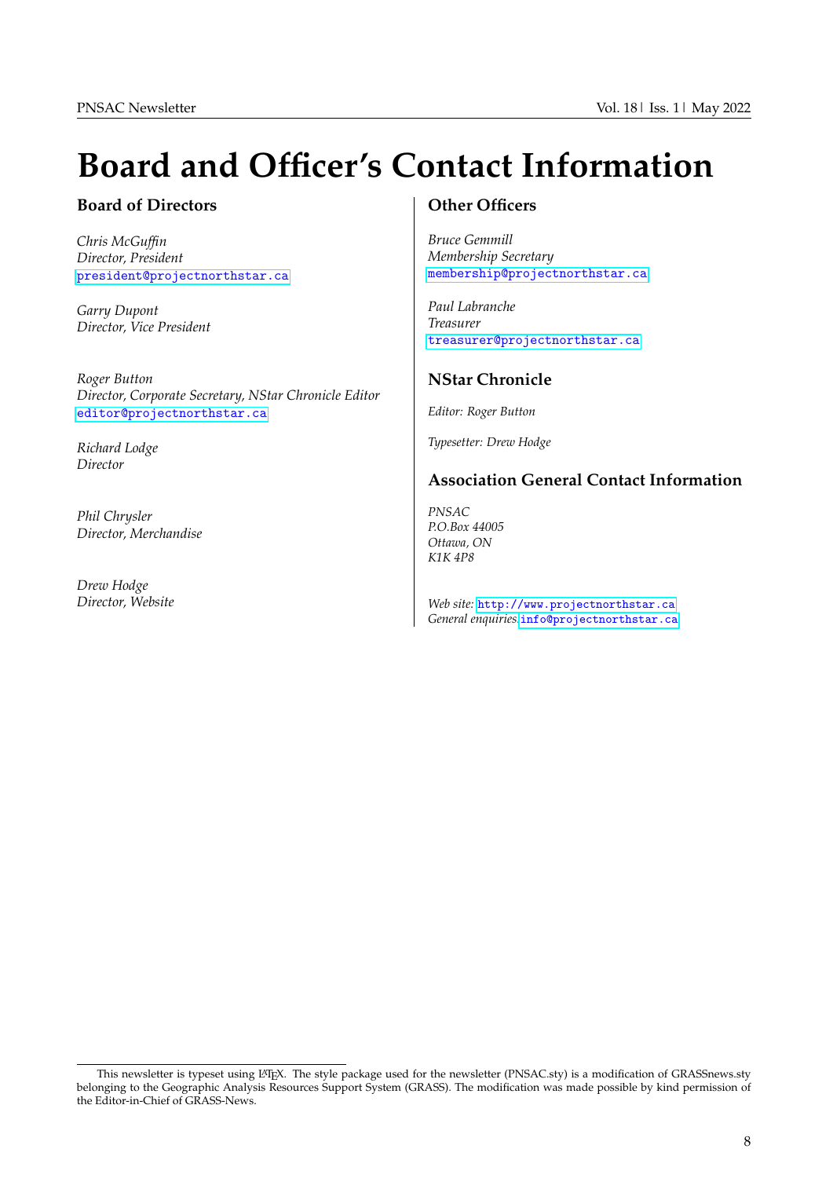# Board and Officer's Contact Information

## Board of Directors

*Chris McGuffin*
*Director, President*
president@projectnorthstar.ca

*Garry Dupont*
*Director, Vice President*

*Roger Button*
*Director, Corporate Secretary, NStar Chronicle Editor*
editor@projectnorthstar.ca

*Richard Lodge*
*Director*

*Phil Chrysler*
*Director, Merchandise*

*Drew Hodge*
*Director, Website*

## Other Officers

*Bruce Gemmill*
*Membership Secretary*
membership@projectnorthstar.ca

*Paul Labranche*
*Treasurer*
treasurer@projectnorthstar.ca

## NStar Chronicle

*Editor: Roger Button*

*Typesetter: Drew Hodge*

## Association General Contact Information

*PNSAC*
*P.O.Box 44005*
*Ottawa, ON*
*K1K 4P8*

*Web site:* http://www.projectnorthstar.ca
*General enquiries* info@projectnorthstar.ca

---

This newsletter is typeset using LaTeX. The style package used for the newsletter (PNSAC.sty) is a modification of GRASSnews.sty belonging to the Geographic Analysis Resources Support System (GRASS). The modification was made possible by kind permission of the Editor-in-Chief of GRASS-News.